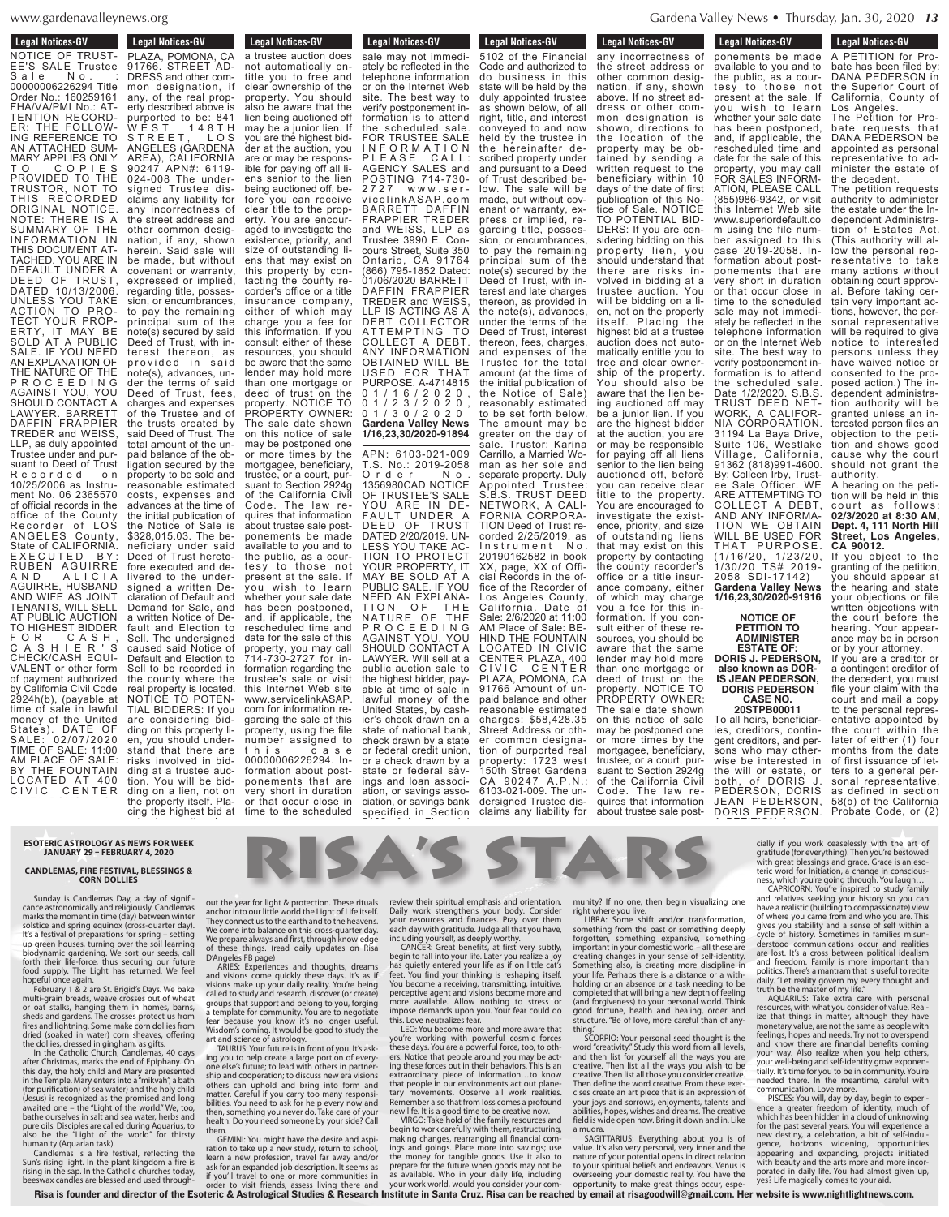## Legal Notices-GV

NOTICE OF TRUSTEE'S SALE Trustee Sale No. : 00000006226294 Title Order No.: 160259161 FHA/VA/PMI No.: ATTENTION RECORDER: THE FOLLOWING REFERENCE TO AN ATTACHED SUMMARY APPLIES ONLY TO COPIES PROVIDED TO THE TRUSTOR, NOT TO THIS RECORDED ORIGINAL NOTICE. NOTE: THERE IS A SUMMARY OF THE INFORMATION IN THIS DOCUMENT ATTACHED. YOU ARE IN DEFAULT UNDER A DEED OF TRUST, DATED 10/13/2006. UNLESS YOU TAKE ACTION TO PROTECT YOUR PROPERTY, IT MAY BE SOLD AT A PUBLIC SALE. IF YOU NEED AN EXPLANATION OF THE NATURE OF THE PROCEEDING AGAINST YOU, YOU SHOULD CONTACT A LAWYER. BARRETT DAFFIN FRAPPIER TREDER and WEISS, LLP, as duly appointed Trustee under and pursuant to Deed of Trust Recorded on 10/25/2006 as Instrument No. 06 2365570 of official records in the office of the County Recorder of LOS ANGELES County, State of CALIFORNIA. EXECUTED BY: RUBEN AGUIRRE AND ALICIA AGUIRRE, HUSBAND AND WIFE AS JOINT TENANTS, WILL SELL AT PUBLIC AUCTION TO HIGHEST BIDDER FOR CASH, CASHIER'S CHECK/CASH EQUIVALENT or other form of payment authorized by California Civil Code 2924h(b), (payable at time of sale in lawful money of the United States). DATE OF SALE: 02/07/2020 TIME OF SALE: 11:00 AM PLACE OF SALE: BY THE FOUNTAIN LOCATED AT 400 CIVIC CENTER PLAZA, POMONA, CA 91766. STREET ADDRESS and other common designation, if any, of the real property described above is purported to be: 841 WEST 148TH STREET, LOS ANGELES (GARDENA AREA), CALIFORNIA 90247 APN#: 6119-024-008 The undersigned Trustee disclaims any liability for any incorrectness of the street address and other common designation, if any, shown herein. Said sale will be made, but without covenant or warranty, expressed or implied, regarding title, possession, or encumbrances, to pay the remaining principal sum of the note(s) secured by said Deed of Trust, with interest thereon, as provided in said note(s), advances, under the terms of said Deed of Trust, fees, charges and expenses of the Trustee and of the trusts created by said Deed of Trust. The total amount of the unpaid balance of the obligation secured by the property to be sold and reasonable estimated costs, expenses and advances at the time of the initial publication of the Notice of Sale is $328,015.03. The beneficiary under said Deed of Trust heretofore executed and delivered to the undersigned a written Declaration of Default and Demand for Sale, and a written Notice of Default and Election to Sell. The undersigned caused said Notice of Default and Election to Sell to be recorded in the county where the real property is located. NOTICE TO POTENTIAL BIDDERS: If you are considering bidding on this property lien, you should understand that there are risks involved in bidding at a trustee auction. You will be bidding on a lien, not on the property itself. Placing the highest bid at a trustee auction does not automatically entitle you to free and clear ownership of the property. You should also be aware that the lien being auctioned off may be a junior lien. If you are the highest bidder at the auction, you are or may be responsible for paying off all liens senior to the lien being auctioned off, before you can receive clear title to the property. You are encouraged to investigate the existence, priority, and size of outstanding liens that may exist on this property by contacting the county recorder's office or a title insurance company, either of which may charge you a fee for this information. If you consult either of these resources, you should be aware that the same lender may hold more than one mortgage or deed of trust on the property. NOTICE TO PROPERTY OWNER: The sale date shown on this notice of sale may be postponed one or more times by the mortgagee, beneficiary, trustee, or a court, pursuant to Section 2924g of the California Civil Code. The law requires that information about trustee sale postponements be made available to you and to the public, as a courtesy to those not present at the sale. If you wish to learn whether your sale date has been postponed, and, if applicable, the rescheduled time and date for the sale of this property, you may call 714-730-2727 for information regarding the trustee's sale or visit this Internet Web site www.servicelinkASAP.com for information regarding the sale of this property, using the file number assigned to this case 00000006226294. Information about postponements that are very short in duration or that occur close in time to the scheduled sale may not immediately be reflected in the telephone information or on the Internet Web site. The best way to verify postponement information is to attend the scheduled sale. FOR TRUSTEE SALE INFORMATION PLEASE CALL: AGENCY SALES and POSTING 714-730-2727 www.servicelinkASAP.com BARRETT DAFFIN FRAPPIER TREDER and WEISS, LLP as Trustee 3990 E. Concours Street, Suite 350 Ontario, CA 91764 (866) 795-1852 Dated: 01/06/2020 BARRETT DAFFIN FRAPPIER TREDER and WEISS, LLP IS ACTING AS A DEBT COLLECTOR ATTEMPTING TO COLLECT A DEBT. ANY INFORMATION OBTAINED WILL BE USED FOR THAT PURPOSE. A-4714815 01/16/2020, 01/23/2020, 01/30/2020

**Gardena Valley News 1/16,23,30/2020-91894**

APN: 6103-021-009 T.S. No.: 2019-2058 Order No. 1356980CAD NOTICE OF TRUSTEE'S SALE YOU ARE IN DEFAULT UNDER A DEED OF TRUST DATED 2/20/2019. UNLESS YOU TAKE ACTION TO PROTECT YOUR PROPERTY, IT MAY BE SOLD AT A PUBLIC SALE. IF YOU NEED AN EXPLANATION OF THE NATURE OF THE PROCEEDING AGAINST YOU, YOU SHOULD CONTACT A LAWYER. Will sell at a public auction sale to the highest bidder, payable at time of sale in lawful money of the United States, by cashier's check drawn on a state of national bank, check drawn by a state or federal credit union, or a check drawn by a state or federal savings and loan association, or savings association, or savings bank specified in Section 5102 of the Financial Code and authorized to do business in this state will be held by the duly appointed trustee as shown below, of all right, title, and interest conveyed to and now held by the trustee in the hereinafter described property under and pursuant to a Deed of Trust described below. The sale will be made, but without covenant or warranty, express or implied, regarding title, possession, or encumbrances, to pay the remaining principal sum of the note(s) secured by the Deed of Trust, with interest and late charges thereon, as provided in the note(s), advances, under the terms of the Deed of Trust, interest thereon, fees, charges, and expenses of the Trustee for the total amount (at the time of the initial publication of the Notice of Sale) reasonably estimated to be set forth below. The amount may be greater on the day of sale. Trustor: Karina Carrillo, a Married Woman as her sole and separate property. Duly Appointed Trustee: S.B.S. TRUST DEED NETWORK, A CALIFORNIA CORPORATION Deed of Trust recorded 2/25/2019, as Instrument No. 20190162582 in book XX, page, XX of Official Records in the office of the Recorder of Los Angeles County, California. Date of Sale: 2/6/2020 at 11:00 AM Place of Sale: BEHIND THE FOUNTAIN LOCATED IN CIVIC CENTER PLAZA, 400 CIVIC CENTER PLAZA, POMONA, CA 91766 Amount of unpaid balance and other reasonable estimated charges: $58,428.35 Street Address or other common designation of purported real property: 1723 west 150th Street Gardena CA 90247 A.P.N.: 6103-021-009. The undersigned Trustee disclaims any liability for any incorrectness of the street address or other common designation, if any, shown above. If no street address or other common designation is shown, directions to the location of the property may be obtained by sending a written request to the beneficiary within 10 days of the date of first publication of this Notice of Sale. NOTICE TO POTENTIAL BIDDERS: If you are considering bidding on this property lien, you should understand that there are risks involved in bidding at a trustee auction. You will be bidding on a lien, not on the property itself. Placing the highest bid at a trustee auction does not automatically entitle you to free and clear ownership of the property. You should also be aware that the lien being auctioned off may be a junior lien. If you are the highest bidder at the auction, you are or may be responsible for paying off all liens senior to the lien being auctioned off, before you can receive clear title to the property. You are encouraged to investigate the existence, priority, and size of outstanding liens that may exist on this property by contacting the county recorder's office or a title insurance company, either of which may charge you a fee for this information. If you consult either of these resources, you should be aware that the same lender may hold more than one mortgage or deed of trust on the property. NOTICE TO PROPERTY OWNER: The sale date shown on this notice of sale may be postponed one or more times by the mortgagee, beneficiary, trustee, or a court, pursuant to Section 2924g of the California Civil Code. The law requires that information about trustee sale postponements be made available to you and to the public, as a courtesy to those not present at the sale. If you wish to learn whether your sale date has been postponed, and, if applicable, the rescheduled time and date for the sale of this property, you may call FOR SALES INFORMATION, PLEASE CALL (855)986-9342, or visit this Internet Web site www.superiordefault.com using the file number assigned to this case 2019-2058. Information about postponements that are very short in duration or that occur close in time to the scheduled sale may not immediately be reflected in the telephone information or on the Internet Web site. The best way to verify postponement information is to attend the scheduled sale. Date 1/2/2020. S.B.S. TRUST DEED NETWORK, A CALIFORNIA CORPORATION. 31194 La Baya Drive, Suite 106, Westlake Village, California, 91362 (818)991-4600. By: Colleen Irby, Trustee Sale Officer. WE ARE ATTEMPTING TO COLLECT A DEBT, AND ANY INFORMATION WE OBTAIN WILL BE USED FOR THAT PURPOSE. (1/16/20, 1/23/20, 1/30/20 TS# 2019-2058 SDI-17142)

**Gardena Valley News 1/16,23,30/2020-91916**

**NOTICE OF PETITION TO ADMINISTER ESTATE OF: DORIS J. PEDERSON, also known as DORIS JEAN PEDERSON, DORIS PEDERSON CASE NO. 20STPB00011**

To all heirs, beneficiaries, creditors, contingent creditors, and persons who may otherwise be interested in the will or estate, or both, of DORIS J. PEDERSON, DORIS JEAN PEDERSON, DORIS PEDERSON.

A PETITION for Probate has been filed by: DANA PEDERSON in the Superior Court of California, County of Los Angeles.

The Petition for Probate requests that DANA PEDERSON be appointed as personal representative to administer the estate of the decedent.

The petition requests authority to administer the estate under the Independent Administration of Estates Act. (This authority will allow the personal representative to take many actions without obtaining court approval. Before taking certain very important actions, however, the personal representative will be required to give notice to interested persons unless they have waived notice or consented to the proposed action.) The independent administration authority will be granted unless an interested person files an objection to the petition and shows good cause why the court should not grant the authority.

A hearing on the petition will be held in this court as follows: **02/3/2020 at 8:30 AM, Dept. 4, 111 North Hill Street, Los Angeles, CA 90012.**

If you object to the granting of the petition, you should appear at the hearing and state your objections or file written objections with the court before the hearing. Your appearance may be in person or by your attorney.

If you are a creditor or a contingent creditor of the decedent, you must file your claim with the court and mail a copy to the personal representative appointed by the court within the later of either (1) four months from the date of first issuance of letters to a general personal representative, as defined in section 58(b) of the California Probate Code, or (2)

# RISA'S STARS

**ESOTERIC ASTROLOGY AS NEWS FOR WEEK JANUARY 29 – FEBRUARY 4, 2020**

**CANDLEMAS, FIRE FESTIVAL, BLESSINGS & CORN DOLLIES**

Sunday is Candlemas Day, a day of significance astronomically and religiously. Candlemas marks the moment in time (day) between winter solstice and spring equinox (cross-quarter day). It's a festival of preparations for spring – setting up green houses, turning over the soil learning biodynamic gardening. We sort our seeds, call forth their life-force, thus securing our future food supply. The Light has returned. We feel hopeful once again.

February 1 & 2 are St. Brigid's Days. We bake multi-grain breads, weave crosses out of wheat or oat stalks, hanging them in homes, barns, sheds and gardens. The crosses protect us from fires and lightning. Some make corn dollies from dried (soaked in water) corn sheaves, offering the dollies, dressed in gingham, as gifts.

In the Catholic Church, Candlemas, 40 days after Christmas, marks the end of Epiphany. On this day, the holy child and Mary are presented in the Temple. Mary enters into a "mikvah", a bath (for purification) of sea water) and the holy child (Jesus) is recognized as the promised and long awaited one – the "Light of the world." We, too, bathe ourselves in salt and sea water, herbs and pure oils. Disciples are called during Aquarius, to also be the "Light of the world" for thirsty humanity (Aquarian task).

Candlemas is a fire festival, reflecting the Sun's rising light. In the plant kingdom a fire is rising in the sap. In the Catholic churches today, beeswax candles are blessed and used throughout the year for light & protection. These rituals anchor into our little world the Light of Life itself. They connect us to the earth and to the heavens. We come into balance on this cross-quarter day. We prepare always and first, through knowledge of these things. (read daily updates on Risa D'Angeles FB page)

ARIES: Experiences and thoughts, dreams and visions come quickly these days. It's as if visions make up your daily reality. You're being called to study and research, discover (or create) groups that support and belong to you, forging a template for community. You are to negotiate fear because you know it's no longer useful. Wisdom's coming. It would be good to study the art and science of astrology.

TAURUS: Your future is in front of you. It's asking you to help create a large portion of everyone else's future; to lead with others in partnership and cooperation; to discuss new era visions others can uphold and bring into form and matter. Careful if you carry too many responsibilities. You need to ask for help every now and then, something you never do. Take care of your health. Do you need someone by your side? Call them.

GEMINI: You might have the desire and aspiration to take up a new study, return to school, learn a new profession, travel far away and/or ask for an expanded job description. It seems as if you'll travel to one or more communities in order to visit friends, assess living there and review their spiritual emphasis and orientation. Daily work strengthens your body. Consider your resources and finances. Pray over them each day with gratitude. Judge all that you have, including yourself, as deeply worthy.

CANCER: Great benefits, at first very subtly, begin to fall into your life. Later you realize a joy has quietly entered your life as if on little cat's feet. You find your thinking is reshaping itself. You become a receiving, transmitting, intuitive, perceptive agent and visions become more and more available. Allow nothing to stress or impose demands upon you. Your fear could do this. Love neutralizes fear.

LEO: You become more and more aware that you're working with powerful cosmic forces these days. You are a powerful force, too, to others. Notice that people around you may be acting these forces out in their behaviors. This is an extraordinary piece of information…to know that people in our environments act out planetary movements. Observe all work realities. Remember also that from loss comes a profound new life. It is a good time to be creative now.

VIRGO: Take hold of the family resources and begin to work carefully with them, restructuring, making changes, rearranging all financial comings and goings. Place more into savings; use the money for tangible goods. Use it also to prepare for the future when goods may not be as available. Who in your daily life, including your work world, would you consider your community? If no one, then begin visualizing one right where you live.

LIBRA: Some shift and/or transformation, something from the past or something deeply forgotten, something expansive, something important in your domestic world – all these are creating changes in your sense of self-identity. Something also, is creating more discipline in your life. Perhaps there is a distance or a withholding or an absence or a task needing to be completed that will bring a new depth of feeling (and forgiveness) to your personal world. Think good fortune, health and healing, order and structure. "Be of love, more careful than of anything."

SCORPIO: Your personal seed thought is the word "creativity." Study this word from all levels, and then list for yourself all the ways you are creative. Then list all the ways you wish to be creative. Then list all those you consider creative. Then define the word creative. From these exercises create an art piece that is an expression of your joys and sorrows, enjoyments, talents and abilities, hopes, wishes and dreams. The creative field is wide open now. Bring it down and in. Like a mudra.

SAGITTARIUS: Everything about you is of value. It's also very personal, very inner and the nature of your potential opens in direct relation to your spiritual beliefs and endeavors. Venus is overseeing your domestic reality. You have the opportunity to make great things occur, especially if you work ceaselessly with the art of gratitude (for everything). Then you're bestowed with great blessings and grace. Grace is an esoteric word for Initiation, a change in consciousness, which you're going through. You laugh…

CAPRICORN: You're inspired to study family and relatives seeking your history so you can have a realistic (building to compassionate) view of where you came from and who you are. This gives you stability and a sense of self within a cycle of history. Sometimes in families misunderstood communications occur and realities are lost. It's a cross between political idealism and freedom. Family is more important than politics. There's a mantram that is useful to recite daily. "Let reality govern my every thought and truth be the master of my life."

AQUARIUS: Take extra care with personal resources, with what you consider of value. Realize that things in matter, although they have monetary value, are not the same as people with feelings, hopes and needs. Try not to overspend and know there are financial benefits coming your way. Also realize when you help others, your well-being and self-identity grow exponentially. It's time for you to be in community. You're needed there. In the meantime, careful with communication. Love more.

PISCES: You will, day by day, begin to experience a greater freedom of identity, much of which has been hidden in a cloud of unknowing for the past several years. You will experience a new destiny, a celebration, a bit of self-indulgence, horizons widening, opportunities appearing and expanding, projects initiated with beauty and the arts more and more incorporated in daily life. You had almost given up, yes? Life magically comes to your aid.

**Risa is founder and director of the Esoteric & Astrological Studies & Research Institute in Santa Cruz. Risa can be reached by email at risagoodwill@gmail.com. Her website is www.nightlightnews.com.**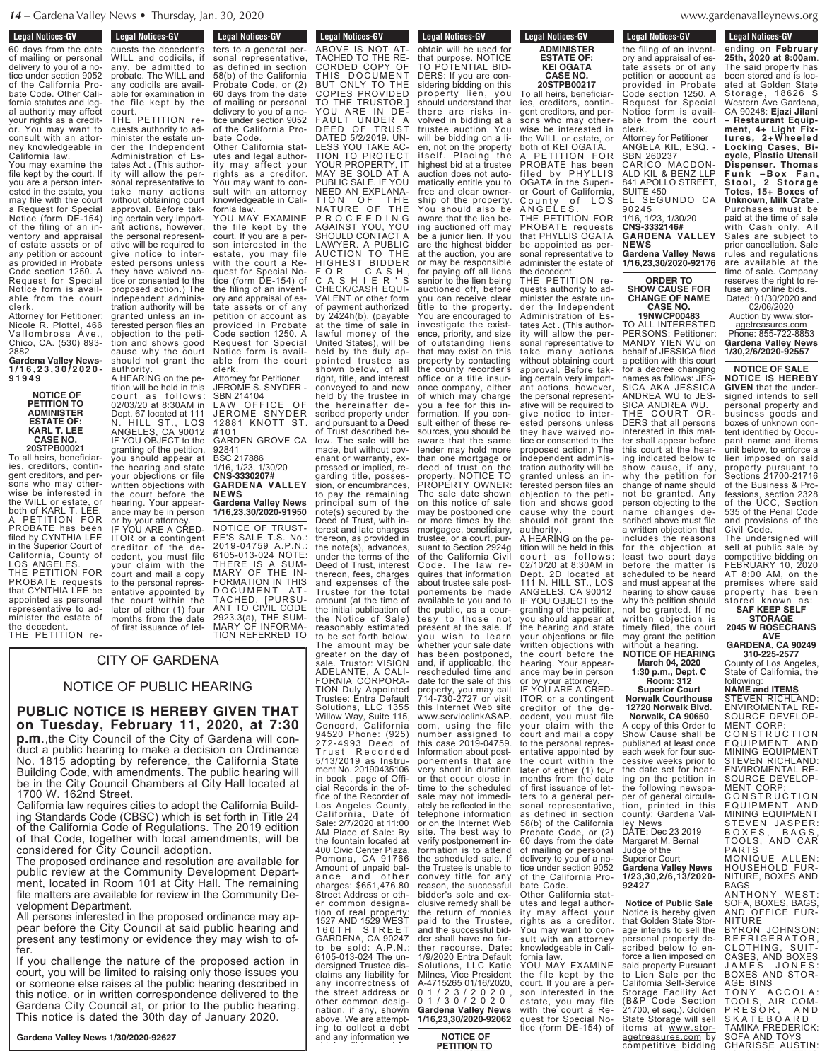60 days from the date of mailing or personal delivery to you of a notice under section 9052 of the California Probate Code. Other California statutes and legal authority may affect your rights as a creditor. You may want to consult with an attorney knowledgeable in California law.

You may examine the file kept by the court. If you are a person interested in the estate, you may file with the court a Request for Special Notice (form DE-154) of the filing of an inventory and appraisal of estate assets or of any petition or account as provided in Probate Code section 1250. A Request for Special Notice form is available from the court clerk.

Attorney for Petitioner: Nicole R. Plottel, 466 Vallombrosa Ave., Chico, CA. (530) 893-2882

**Gardena Valley News-1/16,23,30/2020-91949**

**NOTICE OF PETITION TO ADMINISTER ESTATE OF: KARL T. LEE CASE NO. 20STPB00021**

To all heirs, beneficiaries, creditors, contingent creditors, and persons who may otherwise be interested in the WILL or estate, or both of KARL T. LEE.

A PETITION FOR PROBATE has been filed by CYNTHIA LEE in the Superior Court of California, County of LOS ANGELES.

THE PETITION FOR PROBATE requests that CYNTHIA LEE be appointed as personal representative to administer the estate of the decedent.

THE PETITION requests the decedent's WILL and codicils, if any, be admitted to probate. The WILL and any codicils are available for examination in the file kept by the court.

THE PETITION requests authority to administer the estate under the Independent Administration of Estates Act . (This authority will allow the personal representative to take many actions without obtaining court approval. Before taking certain very important actions, however, the personal representative will be required to give notice to interested persons unless they have waived notice or consented to the proposed action.) The independent administration authority will be granted unless an interested person files an objection to the petition and shows good cause why the court should not grant the authority.

A HEARING on the petition will be held in this court as follows: 02/03/20 at 8:30AM in Dept. 67 located at 111 N. HILL ST., LOS ANGELES, CA 90012

IF YOU OBJECT to the granting of the petition, you should appear at the hearing and state your objections or file written objections with the court before the hearing. Your appearance may be in person or by your attorney.

IF YOU ARE A CREDITOR or a contingent creditor of the decedent, you must file your claim with the court and mail a copy to the personal representative appointed by the court within the later of either (1) four months from the date of first issuance of letters to a general personal representative, as defined in section 58(b) of the California Probate Code, or (2) 60 days from the date of mailing or personal delivery to you of a notice under section 9052 of the California Probate Code.

Other California statutes and legal authority may affect your rights as a creditor. You may want to consult with an attorney knowledgeable in California law.

YOU MAY EXAMINE the file kept by the court. If you are a person interested in the estate, you may file with the court a Request for Special Notice (form DE-154) of the filing of an inventory and appraisal of estate assets or of any petition or account as provided in Probate Code section 1250. A Request for Special Notice form is available from the court clerk.

Attorney for Petitioner JEROME S. SNYDER - SBN 214104

LAW OFFICE OF JEROME SNYDER 12881 KNOTT ST. #101 GARDEN GROVE CA 92841

BSC 217886

1/16, 1/23, 1/30/20

**CNS-3330207#**

**GARDENA VALLEY NEWS**

**Gardena Valley News 1/16,23,30/2020-91950**

NOTICE OF TRUSTEE'S SALE T.S. No.: 2019-04759 A.P.N.: 6105-013-024 NOTE: THERE IS A SUMMARY OF THE INFORMATION IN THIS DOCUMENT ATTACHED. [PURSUANT TO CIVIL CODE 2923.3(a), THE SUMMARY OF INFORMATION REFERRED TO ABOVE IS NOT ATTACHED TO THE RECORDED COPY OF THIS DOCUMENT BUT ONLY TO THE COPIES PROVIDED TO THE TRUSTOR.] YOU ARE IN DEFAULT UNDER A DEED OF TRUST DATED 5/2/2019. UNLESS YOU TAKE ACTION TO PROTECT YOUR PROPERTY, IT MAY BE SOLD AT A PUBLIC SALE. IF YOU NEED AN EXPLANATION OF THE NATURE OF THE PROCEEDING AGAINST YOU, YOU SHOULD CONTACT A LAWYER. A PUBLIC AUCTION TO THE HIGHEST BIDDER FOR CASH, CASHIER'S CHECK/CASH EQUIVALENT or other form of payment authorized by 2924h(b), (payable at the time of sale in lawful money of the United States), will be held by the duly appointed trustee as shown below, of all right, title, and interest conveyed to and now held by the trustee in the hereinafter described property under and pursuant to a Deed of Trust described below. The sale will be made, but without covenant or warranty, expressed or implied, regarding title, possession, or encumbrances, to pay the remaining principal sum of the note(s) secured by the Deed of Trust, with interest and late charges thereon, as provided in the note(s), advances, under the terms of the Deed of Trust, interest thereon, fees, charges and expenses of the Trustee for the total amount (at the time of the initial publication of the Notice of Sale) reasonably estimated to be set forth below. The amount may be greater on the day of sale. Trustor: VISION ADELANTE, A CALIFORNIA CORPORATION Duly Appointed Trustee: Entra Default Solutions, LLC 1355 Willow Way, Suite 115, Concord, California 94520 Phone: (925) 272-4993 Deed of Trust Recorded 5/13/2019 as Instrument No. 20190435106 in book , page of Official Records in the office of the Recorder of Los Angeles County, California, Date of Sale: 2/7/2020 at 11:00 AM Place of Sale: By the fountain located at 400 Civic Center Plaza, Pomona, CA 91766 Amount of unpaid balance and other charges: $651,476.80 Street Address or other common designation of real property: 1527 AND 1529 WEST 160TH STREET GARDENA, CA 90247 to be sold: A.P.N.: 6105-013-024 The undersigned Trustee disclaims any liability for any incorrectness of the street address or other common designation, if any, shown above. We are attempting to collect a debt and any information we obtain will be used for that purpose. NOTICE TO POTENTIAL BIDDERS: If you are considering bidding on this property lien, you should understand that there are risks involved in bidding at a trustee auction. You will be bidding on a lien, not on the property itself. Placing the highest bid at a trustee auction does not automatically entitle you to free and clear ownership of the property. You should also be aware that the lien being auctioned off may be a junior lien. If you are the highest bidder at the auction, you are or may be responsible for paying off all liens senior to the lien being auctioned off, before you can receive clear title to the property. You are encouraged to investigate the existence, priority, and size of outstanding liens that may exist on this property by contacting the county recorder's office or a title insurance company, either of which may charge you a fee for this information. If you consult either of these resources, you should be aware that the same lender may hold more than one mortgage or deed of trust on the property. NOTICE TO PROPERTY OWNER: The sale date shown on this notice of sale may be postponed one or more times by the mortgagee, beneficiary, trustee, or a court, pursuant to Section 2924g of the California Civil Code. The law requires that information about trustee sale postponements be made available to you and to the public, as a courtesy to those not present at the sale. If you wish to learn whether your sale date has been postponed, and, if applicable, the rescheduled time and date for the sale of this property, you may call 714-730-2727 or visit this Internet Web site www.servicelinkASAP.com, using the file number assigned to this case 2019-04759. Information about postponements that are very short in duration or that occur close in time to the scheduled sale may not immediately be reflected in the telephone information or on the Internet Web site. The best way to verify postponement information is to attend the scheduled sale. If the Trustee is unable to convey title for any reason, the successful bidder's sole and exclusive remedy shall be the return of monies paid to the Trustee, and the successful bidder shall have no further recourse. Date: 1/9/2020 Entra Default Solutions, LLC Katie Milnes, Vice President A-4715265 01/16/2020, 01/23/2020, 01/30/2020

**Gardena Valley News 1/16,23,30/2020-92062**

## CITY OF GARDENA

## NOTICE OF PUBLIC HEARING

**PUBLIC NOTICE IS HEREBY GIVEN THAT on Tuesday, February 11, 2020, at 7:30 p.m.**, the City Council of the City of Gardena will conduct a public hearing to make a decision on Ordinance No. 1815 adopting by reference, the California State Building Code, with amendments. The public hearing will be in the City Council Chambers at City Hall located at 1700 W. 162nd Street.

California law requires cities to adopt the California Building Standards Code (CBSC) which is set forth in Title 24 of the California Code of Regulations. The 2019 edition of that Code, together with local amendments, will be considered for City Council adoption.

The proposed ordinance and resolution are available for public review at the Community Development Department, located in Room 101 at City Hall. The remaining file matters are available for review in the Community Development Department.

All persons interested in the proposed ordinance may appear before the City Council at said public hearing and present any testimony or evidence they may wish to offer.

If you challenge the nature of the proposed action in court, you will be limited to raising only those issues you or someone else raises at the public hearing described in this notice, or in written correspondence delivered to the Gardena City Council at, or prior to the public hearing. This notice is dated the 30th day of January 2020.

**Gardena Valley News 1/30/2020-92627**

**NOTICE OF PETITION TO ADMINISTER ESTATE OF: KEI OGATA CASE NO. 20STPB00217**

To all heirs, beneficiaries, creditors, contingent creditors, and persons who may otherwise be interested in the WILL or estate, or both of KEI OGATA.

A PETITION FOR PROBATE has been filed by PHYLLIS OGATA in the Superior Court of California, County of LOS ANGELES.

THE PETITION FOR PROBATE requests that PHYLLIS OGATA be appointed as personal representative to administer the estate of the decedent.

THE PETITION requests authority to administer the estate under the Independent Administration of Estates Act . (This authority will allow the personal representative to take many actions without obtaining court approval. Before taking certain very important actions, however, the personal representative will be required to give notice to interested persons unless they have waived notice or consented to the proposed action.) The independent administration authority will be granted unless an interested person files an objection to the petition and shows good cause why the court should not grant the authority.

A HEARING on the petition will be held in this court as follows: 02/10/20 at 8:30AM in Dept. 2D located at 111 N. HILL ST., LOS ANGELES, CA 90012

IF YOU OBJECT to the granting of the petition, you should appear at the hearing and state your objections or file written objections with the court before the hearing. Your appearance may be in person or by your attorney.

IF YOU ARE A CREDITOR or a contingent creditor of the decedent, you must file your claim with the court and mail a copy to the personal representative appointed by the court within the later of either (1) four months from the date of first issuance of letters to a general personal representative, as defined in section 58(b) of the California Probate Code, or (2) 60 days from the date of mailing or personal delivery to you of a notice under section 9052 of the California Probate Code.

Other California statutes and legal authority may affect your rights as a creditor. You may want to consult with an attorney knowledgeable in California law.

YOU MAY EXAMINE the file kept by the court. If you are a person interested in the estate, you may file with the court a Request for Special Notice (form DE-154) of the filing of an inventory and appraisal of estate assets or of any petition or account as provided in Probate Code section 1250. A Request for Special Notice form is available from the court clerk.

Attorney for Petitioner ANGELA KIL, ESQ. - SBN 260237

CARICO MACDONALD KIL & BENZ LLP 841 APOLLO STREET, SUITE 450 EL SEGUNDO CA 90245

1/16, 1/23, 1/30/20

**CNS-3332146#**

**GARDENA VALLEY NEWS**

**Gardena Valley News 1/16,23,30/2020-92176**

**ORDER TO SHOW CAUSE FOR CHANGE OF NAME CASE NO. 19NWCP00483**

TO ALL INTERESTED PERSONS: Petitioner: MANDY YIEN WU on behalf of JESSICA filed a petition with this court for a decree changing names as follows: JESSICA AKA JESSICA ANDREA WU to JESSICA ANDREA WU.

THE COURT ORDERS that all persons interested in this matter shall appear before this court at the hearing indicated below to show cause, if any, why the petition for change of name should not be granted. Any person objecting to the name changes described above must file a written objection that includes the reasons for the objection at least two court days before the matter is scheduled to be heard and must appear at the hearing to show cause why the petition should not be granted. If no written objection is timely filed, the court may grant the petition without a hearing.

**NOTICE OF HEARING**
**March 04, 2020**
**1:30 p.m., Dept. C**
**Room: 312**
**Superior Court**
**Norwalk Courthouse**
**12720 Norwalk Blvd.**
**Norwalk, CA 90650**

A copy of this Order to Show Cause shall be published at least once each week for four successive weeks prior to the date set for hearing on the petition in the following newspaper of general circulation, printed in this county: Gardena Valley News

DATE: Dec 23 2019

Margaret M. Bernal

Judge of the Superior Court

**Gardena Valley News 1/23,30,2/6,13/2020-92427**

**Notice of Public Sale**

Notice is hereby given that Golden State Storage intends to sell the personal property described below to enforce a lien imposed on said property Pursuant to Lien Sale per the California Self-Service Storage Facility Act (B&P Code Section 21700, et seq.). Golden State Storage will sell items at www.storagetreasures.com by competitive bidding ending on **February 25th, 2020 at 8:00am**. The said property has been stored and is located at Golden State Storage, 18626 S Western Ave Gardena, CA 90248: **Ejazi Jilani – Restaurant Equipment, 4+ Light Fixtures, 2+Wheeled Locking Cases, Bicycle, Plastic Utensil Dispenser. Thomas Funk –Box Fan, Stool, 2 Storage Totes, 15+ Boxes of Unknown, Milk Crate**. Purchases must be paid at the time of sale with Cash only. All Sales are subject to prior cancellation. Sale rules and regulations are available at the time of sale. Company reserves the right to refuse any online bids.

Dated: 01/30/2020 and 02/06/2020

Auction by www.storagetreasures.com

Phone: 855-722-8853

**Gardena Valley News 1/30,2/6/2020-92557**

**NOTICE OF SALE**

**NOTICE IS HEREBY GIVEN** that the undersigned intends to sell personal property and business goods and boxes of unknown content identified by Occupant name and items unit below, to enforce a lien imposed on said property pursuant to Sections 21700-21716 of the Business & Professions, section 2328 of the UCC, Section 535 of the Penal Code and provisions of the Civil Code.

The undersigned will sell at public sale by competitive bidding on FEBRUARY 10, 2020 AT 8:00 AM, on the premises where said property has been stored known as:

**SAF KEEP SELF STORAGE**
**2045 W ROSECRANS AVE**
**GARDENA, CA 90249**
**310-225-2577**

County of Los Angeles, State of California, the following:

**NAME and ITEMS**

STEVEN RICHLAND: ENVIROMENTAL RESOURCE DEVELOPMENT CORP: CONSTRUCTION EQUIPMENT AND MINING EQUIPMENT

STEVEN RICHLAND: ENVIROMENTAL RESOURCE DEVELOPMENT CORP: CONSTRUCTION EQUIPMENT AND MINING EQUIPMENT

STEVEN JASPER: BOXES, BAGS, TOOLS, AND CAR PARTS

MONIQUE ALLEN: HOUSEHOLD FURNITURE, BOXES AND BAGS

ANTHONY WEST: SOFA, BOXES, BAGS, AND OFFICE FURNITURE

BYRON JOHNSON: REFRIGERATOR, CLOTHING, SUITCASES, AND BOXES

JAMES JONES: BOXES AND STORAGE BINS

TONY ACCOLA: TOOLS, AIR COMPRESSOR, AND SKATEBOARD

TAMIKA FREDERICK: SOFA AND TOYS

CHARISSE AUSTIN: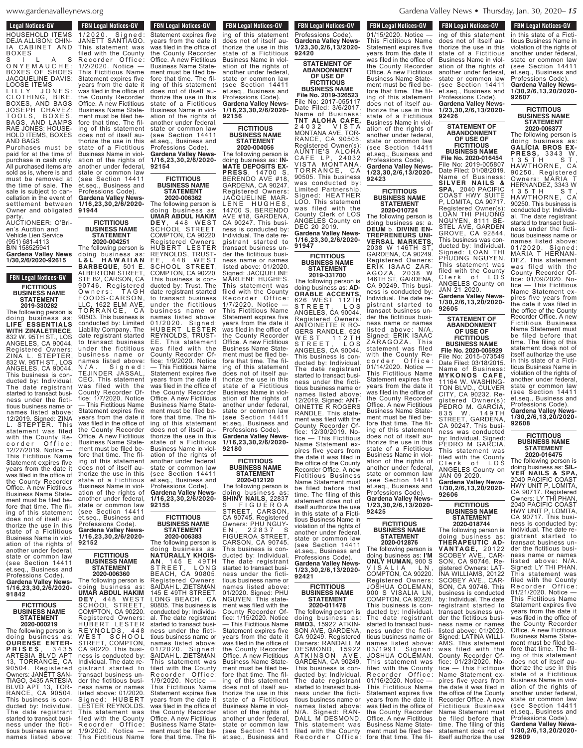**Legal Notices-GV**

HOUSEHOLD ITEMS DEJA ALLISON: CHINIA CABINET AND BOXES
S I L A S ONYEMAUCHE: BOXES OF SHOES
JACQUELINE DAVIS: LOOSE ITEMS
LILLY JONES: CLOTHING, BIKE, BOXES, AND BAGS
JOSEPH CHAVEZ: TOOLS, BOXES, BAGS, AND LAMPS
RAE JONES: HOUSEHOLD ITEMS, BOXES AND BAGS
Purchases must be paid for at the time of purchase in cash only. All purchased items are sold as is, where is and must be removed at the time of sale. The sale is subject to cancellation in the event of settlement between Owner and obligated party.
AUCTIONEER: O'Brien's Auction and Vehicle Lien Service
(951) 681-4113
B/N 158525941
**Gardena Valley News 1/30,2/6/2020-92615**

**FBN Legal Notices-GV**

**FICTITIOUS BUSINESS NAME STATEMENT**
**2019-330282**
The following person is doing business as: **LIFE ESSENTIALS WITH ZINALETRECE**, 832 W. 95TH ST., LOS ANGELES, CA 90044. Registered Owners: ZINA L. STEPTER, 832 W. 95TH ST., LOS ANGELES, CA 90044. This business is conducted by: Individual. The date registrant started to transact business under the fictitious business name or names listed above: 12/2019. Signed: ZINA L. STEPTER. This statement was filed with the County Recorder Office: 12/27/2019. Notice — This Fictitious Name Statement expires five years from the date it was filed in the office of the County Recorder Office. A new Fictitious Business Name Statement must be filed before that time. The filing of this statement does not of itself authorize the use in this state of a Fictitious Business Name in violation of the rights of another under federal, state or common law (see Section 14411 et.seq., Business and Professions Code).
**Gardena Valley News-1/16,23,30,2/6/2020-91842**

**FICTITIOUS BUSINESS NAME STATEMENT**
**2020-000219**
The following person is doing business as: **OURENSE ENTERPRISES**, 3435 ARTESIA BLVD APT 13, TORRANCE, CA 90504. Registered Owners: JANETT SANTIAGO, 3435 ARTESIA BLVD APT 13, TORRANCE, CA 90504. This business is conducted by: Individual. The date registrant started to transact business under the fictitious business name or names listed above: 1/2020. Signed: JANETT SANTIAGO. This statement was filed with the County Recorder Office: 1/2/2020. Notice — This Fictitious Name Statement expires five years from the date it was filed in the office of the County Recorder Office. A new Fictitious Business Name Statement must be filed before that time. The filing of this statement does not of itself authorize the use in this state of a Fictitious Business Name in violation of the rights of another under federal, state or common law (see Section 14411 et.seq., Business and Professions Code).
**Gardena Valley News-1/16,23,30,2/6/2020-91944**

**FICTITIOUS BUSINESS NAME STATEMENT**
**2020-004251**
The following person is doing business as: **L&L HAWAIIAN BARBEQUE**, 501 E. ALBERTONI STREET, STE B2, CARSON, CA 90746. Registered Owners: TAGH FOODS-CARSON, LLC, 1622 ELM AVE, TORRANCE, CA 90503. This business is conducted by: Limited Liability Company. The date registrant started to transact business under the fictitious business name or names listed above: N/A. Signed: TEJINDER JASSAL, CEO. This statement was filed with the County Recorder Office: 1/7/2020. Notice — This Fictitious Name Statement expires five years from the date it was filed in the office of the County Recorder Office. A new Fictitious Business Name Statement must be filed before that time. The filing of this statement does not of itself authorize the use in this state of a Fictitious Business Name in violation of the rights of another under federal, state or common law (see Section 14411 et.seq., Business and Professions Code).
**Gardena Valley News-1/16,23,30,2/6/2020-92152**

**FICTITIOUS BUSINESS NAME STATEMENT**
**2020-006360**
The following person is doing business as: **UMAR ABDUL HAKIM DEY**, 448 WEST SCHOOL STREET, COMPTON, CA 90220. Registered Owners: HUBERT LESTER REYNOLDS, 448 WEST SCHOOL STREET, COMPTON, CA 90220. This business is conducted by: Individual. The date registrant started to transact business under the fictitious business name or names listed above: 01/2020. Signed: HUBERT LESTER REYNOLDS. This statement was filed with the County Recorder Office: 1/9/2020. Notice — This Fictitious Name Statement expires five years from the date it was filed in the office of the County Recorder Office. A new Fictitious Business Name Statement must be filed before that time. The filing of this statement does not of itself authorize the use in this state of a Fictitious Business Name in violation of the rights of another under federal, state or common law (see Section 14411 et.seq., Business and Professions Code).
**Gardena Valley News-1/16,23,30,2/6/2020-92154**

**FICTITIOUS BUSINESS NAME STATEMENT**
**2020-006362**
The following person is doing business as: **UMAR ABDUL HAKIM DEY**, 448 WEST SCHOOL STREET, COMPTON, CA 90220. Registered Owners: HUBERT LESTER REYNOLDS, TRUSTEE, 448 WEST SCHOOL STREET, COMPTON, CA 90220. This business is conducted by: Trust. The date registrant started to transact business under the fictitious business name or names listed above: 01/2020. Signed: HUBERT LESTER REYNOLDS, TRUSTEE. This statement was filed with the County Recorder Office: 1/9/2020. Notice — This Fictitious Name Statement expires five years from the date it was filed in the office of the County Recorder Office. A new Fictitious Business Name Statement must be filed before that time. The filing of this statement does not of itself authorize the use in this state of a Fictitious Business Name in violation of the rights of another under federal, state or common law (see Section 14411 et.seq., Business and Professions Code).
**Gardena Valley News-1/16,23,30,2/6/2020-92155**

**FICTITIOUS BUSINESS NAME STATEMENT**
**2020-006383**
The following person is doing business as: **NATURALLY KHOISAN**, 145 E 49TH STREET, LONG BEACH, CA 90805. Registered Owners: SAIDAH L. ZIETSMAN, 145 E 49TH STREET, LONG BEACH, CA 90805. This business is conducted by: Individual. The date registrant started to transact business under the fictitious business name or names listed above: 01/2020. Signed: SAIDAH L. ZIETSMAN. This statement was filed with the County Recorder Office: 1/9/2020. Notice — This Fictitious Name Statement expires five years from the date it was filed in the office of the County Recorder Office. A new Fictitious Business Name Statement must be filed before that time. The filing of this statement does not of itself authorize the use in this state of a Fictitious Business Name in violation of the rights of another under federal, state or common law (see Section 14411 et.seq., Business and Professions Code).
**Gardena Valley News-1/16,23,30,2/6/2020-92156**

**FICTITIOUS BUSINESS NAME STATEMENT**
**2020-004056**
The following person is doing business as: **INMATE DEPOSITS EXPRESS**, 14700 S. BERENDO AVE #18, GARDENA, CA 90247. Registered Owners: JACQUELINE MARLENE HUGHES, 14700 S. BERENDO AVE #18, GARDENA, CA 90247. This business is conducted by: Individual. The date registrant started to transact business under the fictitious business name or names listed above: 01/2020. Signed: JACQUELINE MARLENE HUGHES. This statement was filed with the County Recorder Office: 1/7/2020. Notice — This Fictitious Name Statement expires five years from the date it was filed in the office of the County Recorder Office. A new Fictitious Business Name Statement must be filed before that time. The filing of this statement does not of itself authorize the use in this state of a Fictitious Business Name in violation of the rights of another under federal, state or common law (see Section 14411 et.seq., Business and Professions Code).
**Gardena Valley News-1/16,23,30,2/6/2020-92180**

**FICTITIOUS BUSINESS NAME STATEMENT**
**2020-012120**
The following person is doing business as: **SHINY NAILS**, 22837 S FIGUEROA STREET, CARSON, CA 90745. Registered Owners: PHU NGUYEN, 22837 S FIGUEROA STREET, CARSON, CA 90745. This business is conducted by: Individual. The date registrant started to transact business under the fictitious business name or names listed above: 01/2020. Signed: PHU NGUYEN. This statement was filed with the County Recorder Office: 1/15/2020. Notice — This Fictitious Name Statement expires five years from the date it was filed in the office of the County Recorder Office. A new Fictitious Business Name Statement must be filed before that time. The filing of this statement does not of itself authorize the use in this state of a Fictitious Business Name in violation of the rights of another under federal, state or common law (see Section 14411 et.seq., Business and Professions Code).
**Gardena Valley News-1/23,30,2/6,13/2020-92420**

**STATEMENT OF ABANDONMENT OF USE OF FICTITIOUS BUSINESS NAME**
**File No. 2019-326523**
File No: 2017-055117 Date Filed: 3/6/2017. Name of Business: **TNT ALOHA CAFE**, 24032 VISTA MONTANA AVE, TORRANCE, CA 90505. Registered Owner(s): AUNTIE'S ALOHA CAFE LP, 24032 VISTA MONTANA, TORRANCE, CA 90505. This business was conducted by: Limited Partnership. Signed: HEATHER LOO. This statement was filed with the County Clerk of LOS ANGELES County on DEC 20 2019.
**Gardena Valley News-1/16,23,30,2/6/2020-91947**

**FICTITIOUS BUSINESS NAME STATEMENT**
**2019-331700**
The following person is doing business as: **ADORABLE ACCENTS**, 626 WEST 112TH STREET, LOS ANGELES, CA 90044. Registered Owners: ANTOINETTE ROGERS RANDLE, 626 WEST 112TH STREET, LOS ANGELES, CA 90044. This business is conducted by: Individual. The date registrant started to transact business under the fictitious business name or names listed above: 12/2019. Signed: ANTOINETTE R ROGERS RANDLE. This statement was filed with the County Recorder Office: 12/30/2019. Notice — This Fictitious Name Statement expires five years from the date it was filed in the office of the County Recorder Office. A new Fictitious Business Name Statement must be filed before that time. The filing of this statement does not of itself authorize the use in this state of a Fictitious Business Name in violation of the rights of another under federal, state or common law (see Section 14411 et.seq., Business and Professions Code).
**Gardena Valley News-1/23,30,2/6,13/2020-92421**

**FICTITIOUS BUSINESS NAME STATEMENT**
**2020-011478**
The following person is doing business as: **RMD3,** 15922 ATKINSON AVE, GARDENA, CA 90249. Registered Owners: RANDALL M DESMOND, 15922 ATKINSON AVE, GARDENA, CA 90249. This business is conducted by: Individual. The date registrant started to transact business under the fictitious business name or names listed above: N/A. Signed: RANDALL M DESMOND. This statement was filed with the County Recorder Office: 01/15/2020. Notice — This Fictitious Name Statement expires five years from the date it was filed in the office of the County Recorder Office. A new Fictitious Business Name Statement must be filed before that time. The filing of this statement does not of itself authorize the use in this state of a Fictitious Business Name in violation of the rights of another under federal, state or common law (see Section 14411 et.seq., Business and Professions Code).
**Gardena Valley News-1/23,30,2/6,13/2020-92423**

**FICTITIOUS BUSINESS NAME STATEMENT**
**2020-010724**
The following person is doing business as: a. **DEUM** b. **DIVINE ENTREPRENEURS UNIVERSAL MARKETS,** 2038 W 146TH ST, GARDENA, CA 90249. Registered Owners: ERIK ISAAC ZARAGOZA, 2038 W 146TH ST, GARDENA, CA 90249. This business is conducted by: Individual. The date registrant started to transact business under the fictitious business name or names listed above: N/A. Signed: ERIK ISAAC ZARAGOZA. This statement was filed with the County Recorder Office: 01/14/2020. Notice — This Fictitious Name Statement expires five years from the date it was filed in the office of the County Recorder Office. A new Fictitious Business Name Statement must be filed before that time. The filing of this statement does not of itself authorize the use in this state of a Fictitious Business Name in violation of the rights of another under federal, state or common law (see Section 14411 et.seq., Business and Professions Code).
**Gardena Valley News-1/23,30,2/6,13/2020-92425**

**FICTITIOUS BUSINESS NAME STATEMENT**
**2020-012876**
The following person is doing business as: **I'M ONLY HUMAN,** 900 S VISALIA LN, COMPTON, CA 90220. Registered Owners: JOSHUA COLEMAN, 900 S VISALIA LN, COMPTON, CA 90220. This business is conducted by: Individual. The date registrant started to transact business under the fictitious business name or names listed above: 03/1991. Signed: JOSHUA COLEMAN. This statement was filed with the County Recorder Office: 01/16/2020. Notice — This Fictitious Name Statement expires five years from the date it was filed in the office of the County Recorder Office. A new Fictitious Business Name Statement must be filed before that time. The filing of this statement does not of itself authorize the use in this state of a Fictitious Business Name in violation of the rights of another under federal, state or common law (see Section 14411 et.seq., Business and Professions Code).
**Gardena Valley News-1/23,30,2/6,13/2020-92426**

**STATEMENT OF ABANDONMENT OF USE OF FICTITIOUS BUSINESS NAME**
**File No. 2020-016454**
File No: 2019-805807 Date Filed: 01/08/2019. Name of Business: **SILVER NAILS & SPA,** 2040 PACIFIC COAST HWY SUITE P, LOMITA, CA 90717. Registered Owner(s): LOAN THI PHUONG NGUYEN, 8111 BESTEL AVE, GARDEN GROVE, CA 92844. This business was conducted by: Individual. Signed: LOAN THI PHUONG NGUYEN. This statement was filed with the County Clerk of LOS ANGELES County on JAN 21 2020.
**Gardena Valley News-1/30,2/6,13,20/2020-92605**

**STATEMENT OF ABANDONMENT OF USE OF FICTITIOUS BUSINESS NAME**
**File No. 2020-005929**
File No: 2015-073549 Date Filed: 03/18/2015. Name of Business: **MYKONOS CAFE,** 11164 W. WASHINGTON BLVD., CULVER CITY, CA 90232. Registered Owner(s): PEDRO M. GARCIA, 835 W. 149TH STREET, GARDENA, CA 90247. This business was conducted by: Individual. Signed: PEDRO M GARCIA. This statement was filed with the County Clerk of LOS ANGELES County on JAN 09 2020.
**Gardena Valley News-1/30,2/6,13,20/2020-92606**

**FICTITIOUS BUSINESS NAME STATEMENT**
**2020-018744**
The following person is doing business as: **THERAPEUTIC ADVANTAGE,** 20122 SCOBEY AVE., CARSON, CA 90746. Registered Owners: LATINA WILLIAMS, 20122 SCOBEY AVE., CARSON, CA 90746. This business is conducted by: Individual. The date registrant started to transact business under the fictitious business name or names listed above: 01/2020. Signed: LATINA WILLIAMS. This statement was filed with the County Recorder Office: 01/23/2020. Notice — This Fictitious Name Statement expires five years from the date it was filed in the office of the County Recorder Office. A new Fictitious Business Name Statement must be filed before that time. The filing of this statement does not of itself authorize the use in this state of a Fictitious Business Name in violation of the rights of another under federal, state or common law (see Section 14411 et.seq., Business and Professions Code).
**Gardena Valley News-1/30,2/6,13,20/2020-92607**

**FICTITIOUS BUSINESS NAME STATEMENT**
**2020-006377**
The following person is doing business as: **GALICIA BROS EXPRESS,** 3343 W. 135TH ST, HAWTHORNE, CA 90250. Registered Owners: MARIA T HERNANDEZ, 3343 W 135TH ST, HAWTHORNE, CA 90250. This business is conducted by: Individual. The date registrant started to transact business under the fictitious business name or names listed above: 01/2020. Signed: MARIA T HERNANDEZ. This statement was filed with the County Recorder Office: 01/09/2020. Notice — This Fictitious Name Statement expires five years from the date it was filed in the office of the County Recorder Office. A new Fictitious Business Name Statement must be filed before that time. The filing of this statement does not of itself authorize the use in this state of a Fictitious Business Name in violation of the rights of another under federal, state or common law (see Section 14411 et.seq., Business and Professions Code).
**Gardena Valley News-1/30,2/6,13,20/2020-92608**

**FICTITIOUS BUSINESS NAME STATEMENT**
**2020-016475**
The following person is doing business as: **SILVER NAILS & SPA,** 2040 PACIFIC COAST HWY UNIT P, LOMITA, CA 90717. Registered Owners: LY THI PHAN, 2040 PACIFIC COAST HWY UNIT P, LOMITA, CA 90717. This business is conducted by: Individual. The date registrant started to transact business under the fictitious business name or names listed above: N/A. Signed: LY THI PHAN. This statement was filed with the County Recorder Office: 01/21/2020. Notice — This Fictitious Name Statement expires five years from the date it was filed in the office of the County Recorder Office. A new Fictitious Business Name Statement must be filed before that time. The filing of this statement does not of itself authorize the use in this state of a Fictitious Business Name in violation of the rights of another under federal, state or common law (see Section 14411 et.seq., Business and Professions Code).
**Gardena Valley News-1/30,2/6,13,20/2020-92609**